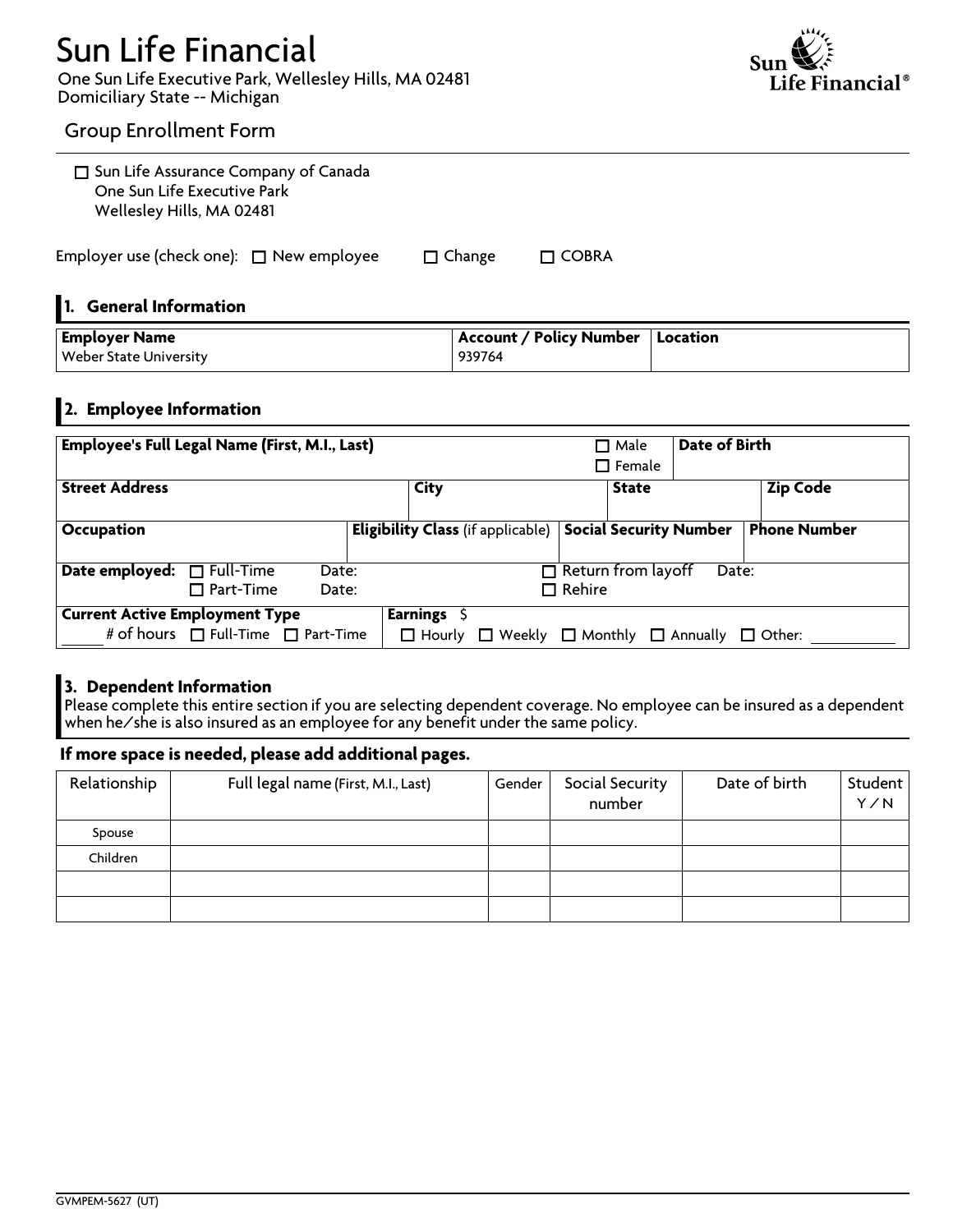# Sun Life Financial

One Sun Life Executive Park, Wellesley Hills, MA 02481
Domiciliary State -- Michigan

Sun Life Financial®

## Group Enrollment Form

☐ Sun Life Assurance Company of Canada
One Sun Life Executive Park
Wellesley Hills, MA 02481

Employer use (check one): ☐ New employee ☐ Change ☐ COBRA

### 1. General Information

| Employer Name | Account / Policy Number | Location |
|---|---|---|
| Weber State University | 939764 | |

### 2. Employee Information

| Employee's Full Legal Name (First, M.I., Last) | | | ☐ Male ☐ Female | Date of Birth |
|---|---|---|---|---|
| **Street Address** | **City** | **State** | | **Zip Code** |
| **Occupation** | **Eligibility Class** (if applicable) | **Social Security Number** | | **Phone Number** |
| **Date employed:** ☐ Full-Time Date: ☐ Part-Time Date: | | ☐ Return from layoff Date: ☐ Rehire | | |
| **Current Active Employment Type** ____ # of hours ☐ Full-Time ☐ Part-Time | **Earnings** $ ☐ Hourly ☐ Weekly ☐ Monthly ☐ Annually ☐ Other: ________ | | | |

### 3. Dependent Information

Please complete this entire section if you are selecting dependent coverage. No employee can be insured as a dependent when he/she is also insured as an employee for any benefit under the same policy.

**If more space is needed, please add additional pages.**

| Relationship | Full legal name (First, M.I., Last) | Gender | Social Security number | Date of birth | Student Y / N |
|---|---|---|---|---|---|
| Spouse | | | | | |
| Children | | | | | |
| | | | | | |
| | | | | | |

GVMPEM-5627 (UT)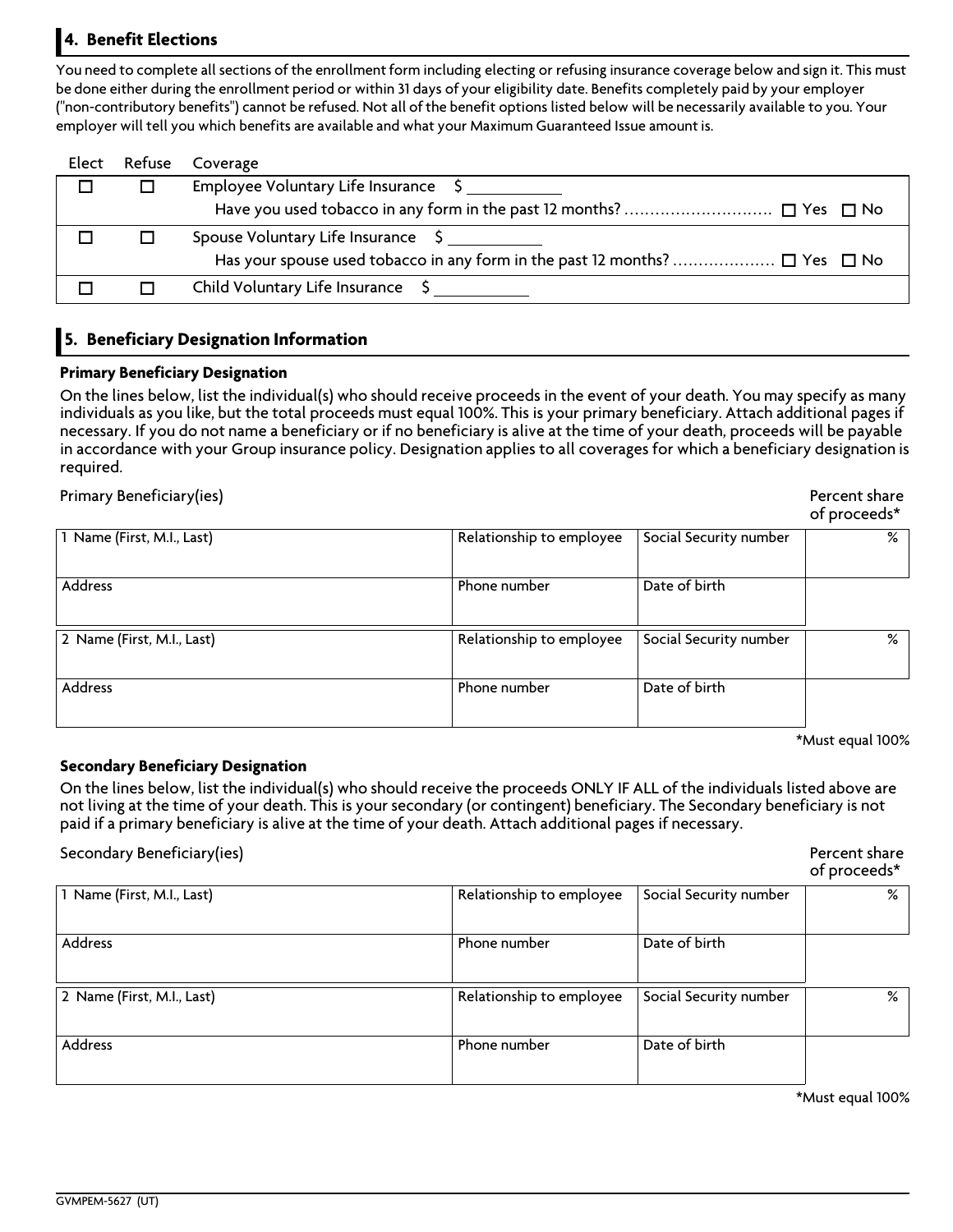## 4. Benefit Elections

You need to complete all sections of the enrollment form including electing or refusing insurance coverage below and sign it. This must be done either during the enrollment period or within 31 days of your eligibility date. Benefits completely paid by your employer ("non-contributory benefits") cannot be refused. Not all of the benefit options listed below will be necessarily available to you. Your employer will tell you which benefits are available and what your Maximum Guaranteed Issue amount is.

| Elect | Refuse | Coverage |
|---|---|---|
| ☐ | ☐ | Employee Voluntary Life Insurance $ ________<br>Have you used tobacco in any form in the past 12 months? ............................ ☐ Yes ☐ No |
| ☐ | ☐ | Spouse Voluntary Life Insurance $ ________<br>Has your spouse used tobacco in any form in the past 12 months? .................... ☐ Yes ☐ No |
| ☐ | ☐ | Child Voluntary Life Insurance $ ________ |

## 5. Beneficiary Designation Information

**Primary Beneficiary Designation**

On the lines below, list the individual(s) who should receive proceeds in the event of your death. You may specify as many individuals as you like, but the total proceeds must equal 100%. This is your primary beneficiary. Attach additional pages if necessary. If you do not name a beneficiary or if no beneficiary is alive at the time of your death, proceeds will be payable in accordance with your Group insurance policy. Designation applies to all coverages for which a beneficiary designation is required.

Primary Beneficiary(ies)

| | | | Percent share of proceeds* |
|---|---|---|---|
| 1 Name (First, M.I., Last) | Relationship to employee | Social Security number | % |
| Address | Phone number | Date of birth | |
| 2 Name (First, M.I., Last) | Relationship to employee | Social Security number | % |
| Address | Phone number | Date of birth | |

*Must equal 100%

**Secondary Beneficiary Designation**

On the lines below, list the individual(s) who should receive the proceeds ONLY IF ALL of the individuals listed above are not living at the time of your death. This is your secondary (or contingent) beneficiary. The Secondary beneficiary is not paid if a primary beneficiary is alive at the time of your death. Attach additional pages if necessary.

Secondary Beneficiary(ies)

| | | | Percent share of proceeds* |
|---|---|---|---|
| 1 Name (First, M.I., Last) | Relationship to employee | Social Security number | % |
| Address | Phone number | Date of birth | |
| 2 Name (First, M.I., Last) | Relationship to employee | Social Security number | % |
| Address | Phone number | Date of birth | |

*Must equal 100%

GVMPEM-5627 (UT)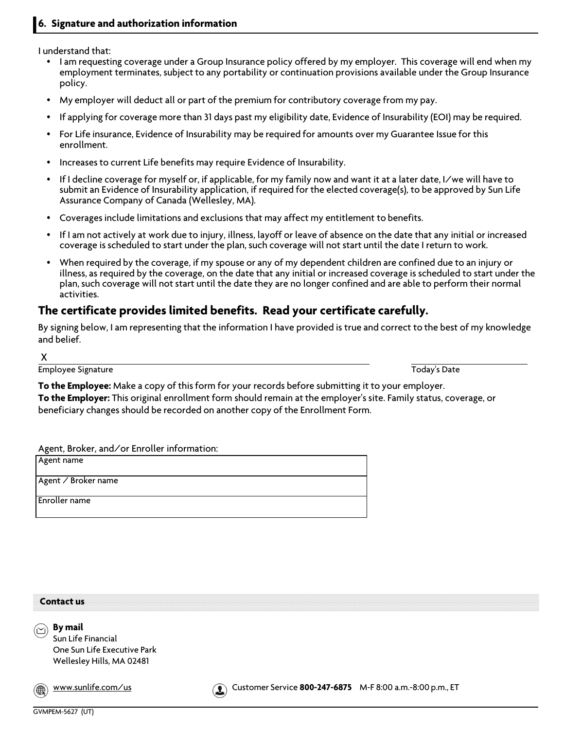## 6. Signature and authorization information

I understand that:

- I am requesting coverage under a Group Insurance policy offered by my employer. This coverage will end when my employment terminates, subject to any portability or continuation provisions available under the Group Insurance policy.
- My employer will deduct all or part of the premium for contributory coverage from my pay.
- If applying for coverage more than 31 days past my eligibility date, Evidence of Insurability (EOI) may be required.
- For Life insurance, Evidence of Insurability may be required for amounts over my Guarantee Issue for this enrollment.
- Increases to current Life benefits may require Evidence of Insurability.
- If I decline coverage for myself or, if applicable, for my family now and want it at a later date, I/we will have to submit an Evidence of Insurability application, if required for the elected coverage(s), to be approved by Sun Life Assurance Company of Canada (Wellesley, MA).
- Coverages include limitations and exclusions that may affect my entitlement to benefits.
- If I am not actively at work due to injury, illness, layoff or leave of absence on the date that any initial or increased coverage is scheduled to start under the plan, such coverage will not start until the date I return to work.
- When required by the coverage, if my spouse or any of my dependent children are confined due to an injury or illness, as required by the coverage, on the date that any initial or increased coverage is scheduled to start under the plan, such coverage will not start until the date they are no longer confined and are able to perform their normal activities.

### The certificate provides limited benefits. Read your certificate carefully.

By signing below, I am representing that the information I have provided is true and correct to the best of my knowledge and belief.

X

Employee Signature ____________________ Today's Date ____________________

**To the Employee:** Make a copy of this form for your records before submitting it to your employer.
**To the Employer:** This original enrollment form should remain at the employer's site. Family status, coverage, or beneficiary changes should be recorded on another copy of the Enrollment Form.

Agent, Broker, and/or Enroller information:

| |
|---|
| Agent name |
| Agent / Broker name |
| Enroller name |

**Contact us**

**By mail**
Sun Life Financial
One Sun Life Executive Park
Wellesley Hills, MA 02481

www.sunlife.com/us

Customer Service **800-247-6875** M-F 8:00 a.m.-8:00 p.m., ET

GVMPEM-5627 (UT)